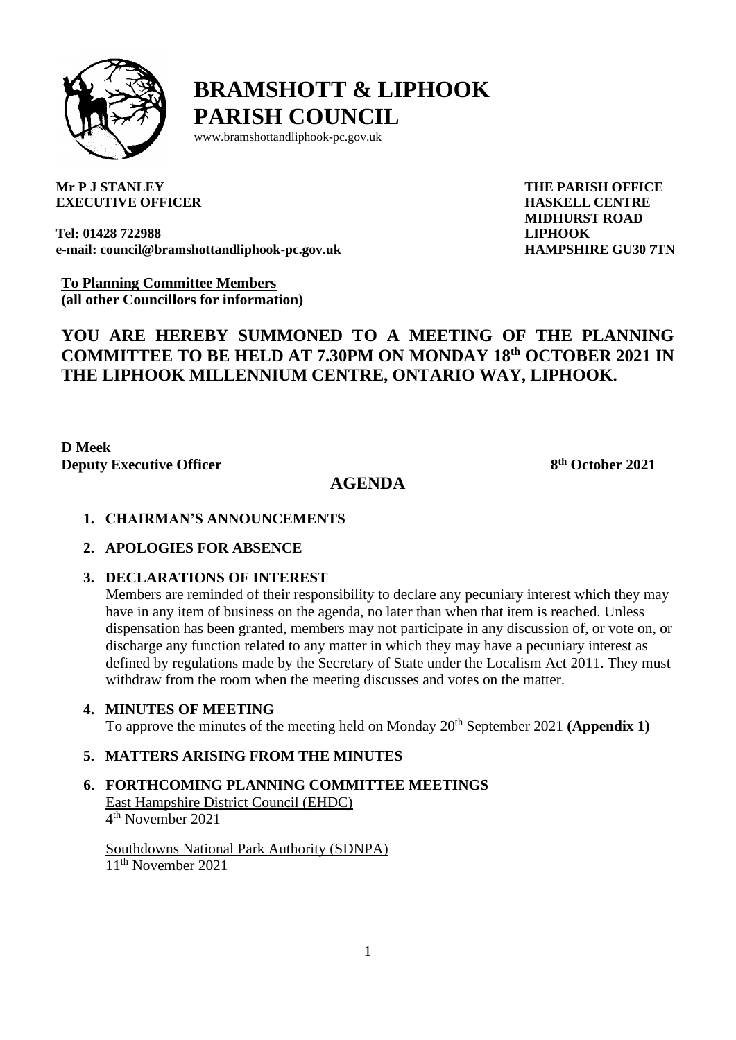# BRAMSHOTT & LIPHOOK PARISH COUNCIL

www.bramshottandliphook-pc.gov.uk

**Mr P J STANLEY**
**EXECUTIVE OFFICER**

**Tel: 01428 722988**
**e-mail: council@bramshottandliphook-pc.gov.uk**

**THE PARISH OFFICE**
**HASKELL CENTRE**
**MIDHURST ROAD**
**LIPHOOK**
**HAMPSHIRE GU30 7TN**

**To Planning Committee Members**
**(all other Councillors for information)**

## YOU ARE HEREBY SUMMONED TO A MEETING OF THE PLANNING COMMITTEE TO BE HELD AT 7.30PM ON MONDAY 18th OCTOBER 2021 IN THE LIPHOOK MILLENNIUM CENTRE, ONTARIO WAY, LIPHOOK.

**D Meek**
**Deputy Executive Officer**

**8th October 2021**

## AGENDA

1. **CHAIRMAN'S ANNOUNCEMENTS**

2. **APOLOGIES FOR ABSENCE**

3. **DECLARATIONS OF INTEREST**

   Members are reminded of their responsibility to declare any pecuniary interest which they may have in any item of business on the agenda, no later than when that item is reached. Unless dispensation has been granted, members may not participate in any discussion of, or vote on, or discharge any function related to any matter in which they may have a pecuniary interest as defined by regulations made by the Secretary of State under the Localism Act 2011. They must withdraw from the room when the meeting discusses and votes on the matter.

4. **MINUTES OF MEETING**

   To approve the minutes of the meeting held on Monday 20th September 2021 **(Appendix 1)**

5. **MATTERS ARISING FROM THE MINUTES**

6. **FORTHCOMING PLANNING COMMITTEE MEETINGS**

   East Hampshire District Council (EHDC)
   4th November 2021

   Southdowns National Park Authority (SDNPA)
   11th November 2021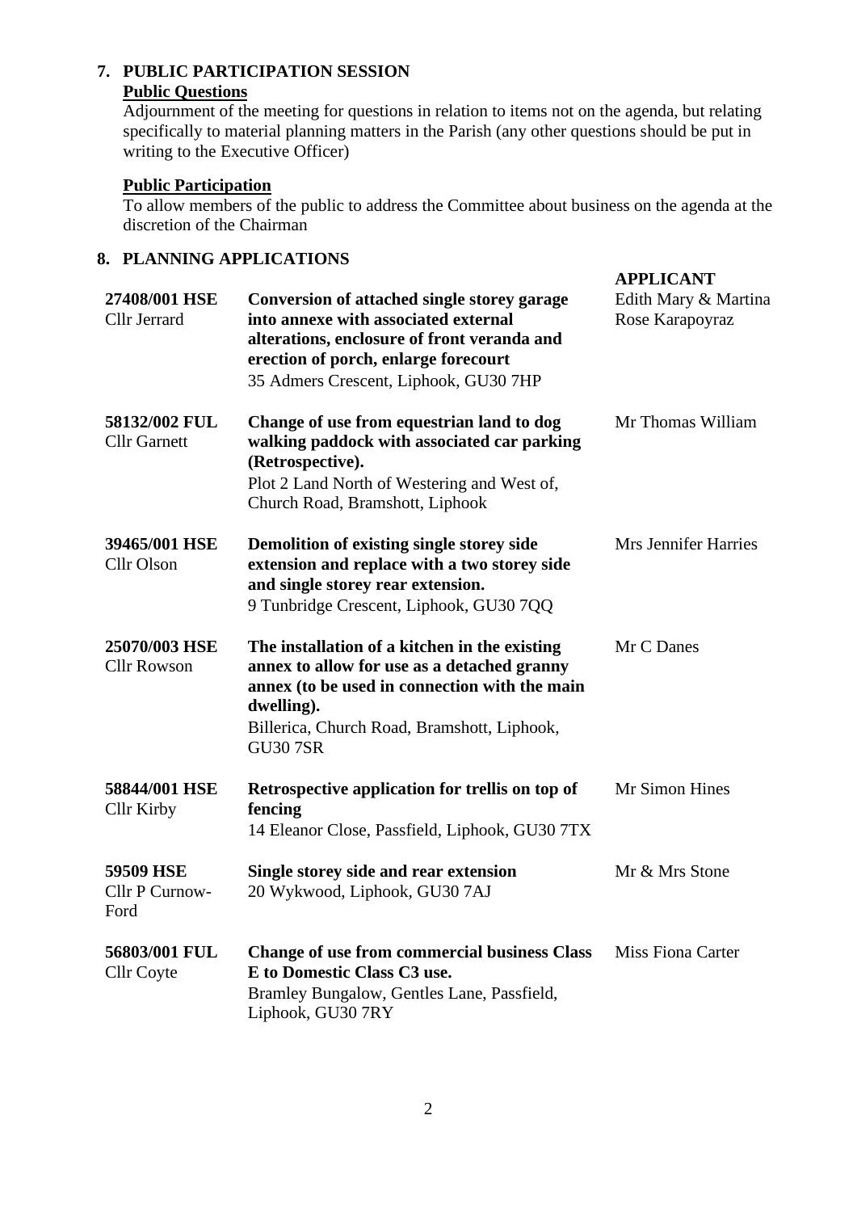## 7. PUBLIC PARTICIPATION SESSION

**Public Questions**

Adjournment of the meeting for questions in relation to items not on the agenda, but relating specifically to material planning matters in the Parish (any other questions should be put in writing to the Executive Officer)

**Public Participation**

To allow members of the public to address the Committee about business on the agenda at the discretion of the Chairman

## 8. PLANNING APPLICATIONS

| | | **APPLICANT** |
|---|---|---|
| **27408/001 HSE**<br>Cllr Jerrard | **Conversion of attached single storey garage into annexe with associated external alterations, enclosure of front veranda and erection of porch, enlarge forecourt**<br>35 Admers Crescent, Liphook, GU30 7HP | Edith Mary & Martina Rose Karapoyraz |
| **58132/002 FUL**<br>Cllr Garnett | **Change of use from equestrian land to dog walking paddock with associated car parking (Retrospective).**<br>Plot 2 Land North of Westering and West of, Church Road, Bramshott, Liphook | Mr Thomas William |
| **39465/001 HSE**<br>Cllr Olson | **Demolition of existing single storey side extension and replace with a two storey side and single storey rear extension.**<br>9 Tunbridge Crescent, Liphook, GU30 7QQ | Mrs Jennifer Harries |
| **25070/003 HSE**<br>Cllr Rowson | **The installation of a kitchen in the existing annex to allow for use as a detached granny annex (to be used in connection with the main dwelling).**<br>Billerica, Church Road, Bramshott, Liphook, GU30 7SR | Mr C Danes |
| **58844/001 HSE**<br>Cllr Kirby | **Retrospective application for trellis on top of fencing**<br>14 Eleanor Close, Passfield, Liphook, GU30 7TX | Mr Simon Hines |
| **59509 HSE**<br>Cllr P Curnow-Ford | **Single storey side and rear extension**<br>20 Wykwood, Liphook, GU30 7AJ | Mr & Mrs Stone |
| **56803/001 FUL**<br>Cllr Coyte | **Change of use from commercial business Class E to Domestic Class C3 use.**<br>Bramley Bungalow, Gentles Lane, Passfield, Liphook, GU30 7RY | Miss Fiona Carter |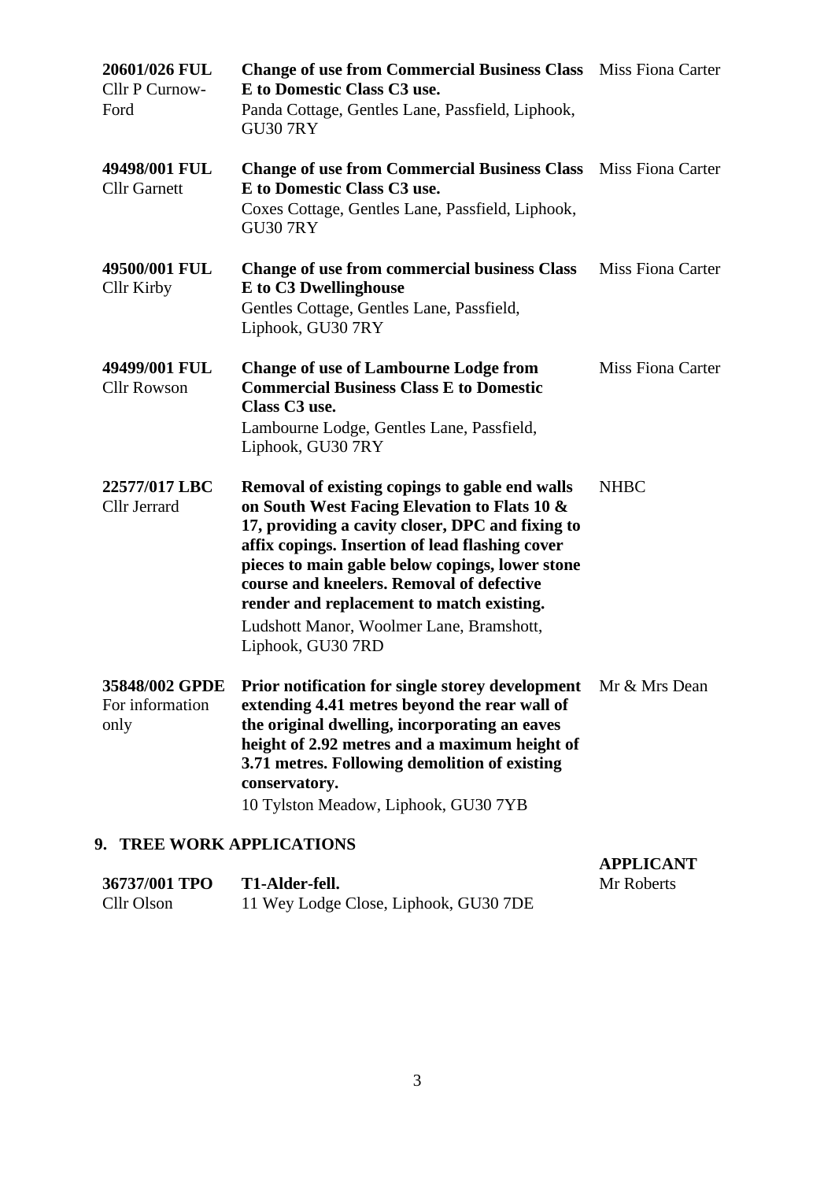| | | |
|---|---|---|
| **20601/026 FUL**<br>Cllr P Curnow-Ford | **Change of use from Commercial Business Class E to Domestic Class C3 use.**<br>Panda Cottage, Gentles Lane, Passfield, Liphook, GU30 7RY | Miss Fiona Carter |
| **49498/001 FUL**<br>Cllr Garnett | **Change of use from Commercial Business Class E to Domestic Class C3 use.**<br>Coxes Cottage, Gentles Lane, Passfield, Liphook, GU30 7RY | Miss Fiona Carter |
| **49500/001 FUL**<br>Cllr Kirby | **Change of use from commercial business Class E to C3 Dwellinghouse**<br>Gentles Cottage, Gentles Lane, Passfield, Liphook, GU30 7RY | Miss Fiona Carter |
| **49499/001 FUL**<br>Cllr Rowson | **Change of use of Lambourne Lodge from Commercial Business Class E to Domestic Class C3 use.**<br>Lambourne Lodge, Gentles Lane, Passfield, Liphook, GU30 7RY | Miss Fiona Carter |
| **22577/017 LBC**<br>Cllr Jerrard | **Removal of existing copings to gable end walls on South West Facing Elevation to Flats 10 & 17, providing a cavity closer, DPC and fixing to affix copings. Insertion of lead flashing cover pieces to main gable below copings, lower stone course and kneelers. Removal of defective render and replacement to match existing.**<br>Ludshott Manor, Woolmer Lane, Bramshott, Liphook, GU30 7RD | NHBC |
| **35848/002 GPDE**<br>For information only | **Prior notification for single storey development extending 4.41 metres beyond the rear wall of the original dwelling, incorporating an eaves height of 2.92 metres and a maximum height of 3.71 metres. Following demolition of existing conservatory.**<br>10 Tylston Meadow, Liphook, GU30 7YB | Mr & Mrs Dean |

## 9. TREE WORK APPLICATIONS

| | | **APPLICANT** |
|---|---|---|
| **36737/001 TPO**<br>Cllr Olson | **T1-Alder-fell.**<br>11 Wey Lodge Close, Liphook, GU30 7DE | Mr Roberts |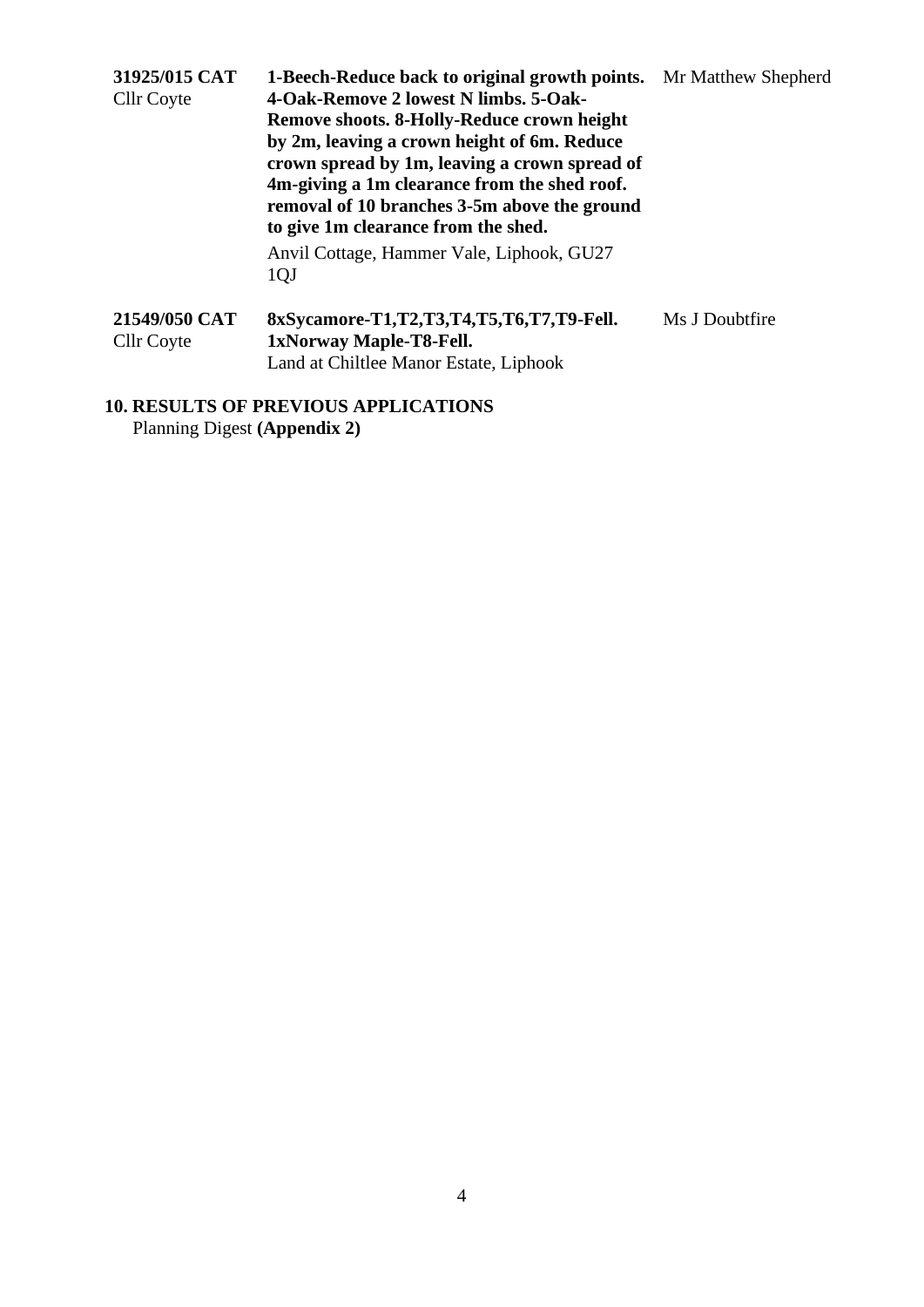| | | |
|---|---|---|
| **31925/015 CAT**<br>Cllr Coyte | **1-Beech-Reduce back to original growth points. 4-Oak-Remove 2 lowest N limbs. 5-Oak-Remove shoots. 8-Holly-Reduce crown height by 2m, leaving a crown height of 6m. Reduce crown spread by 1m, leaving a crown spread of 4m-giving a 1m clearance from the shed roof. removal of 10 branches 3-5m above the ground to give 1m clearance from the shed.**<br>Anvil Cottage, Hammer Vale, Liphook, GU27 1QJ | Mr Matthew Shepherd |
| **21549/050 CAT**<br>Cllr Coyte | **8xSycamore-T1,T2,T3,T4,T5,T6,T7,T9-Fell. 1xNorway Maple-T8-Fell.**<br>Land at Chiltlee Manor Estate, Liphook | Ms J Doubtfire |

**10. RESULTS OF PREVIOUS APPLICATIONS**

Planning Digest **(Appendix 2)**